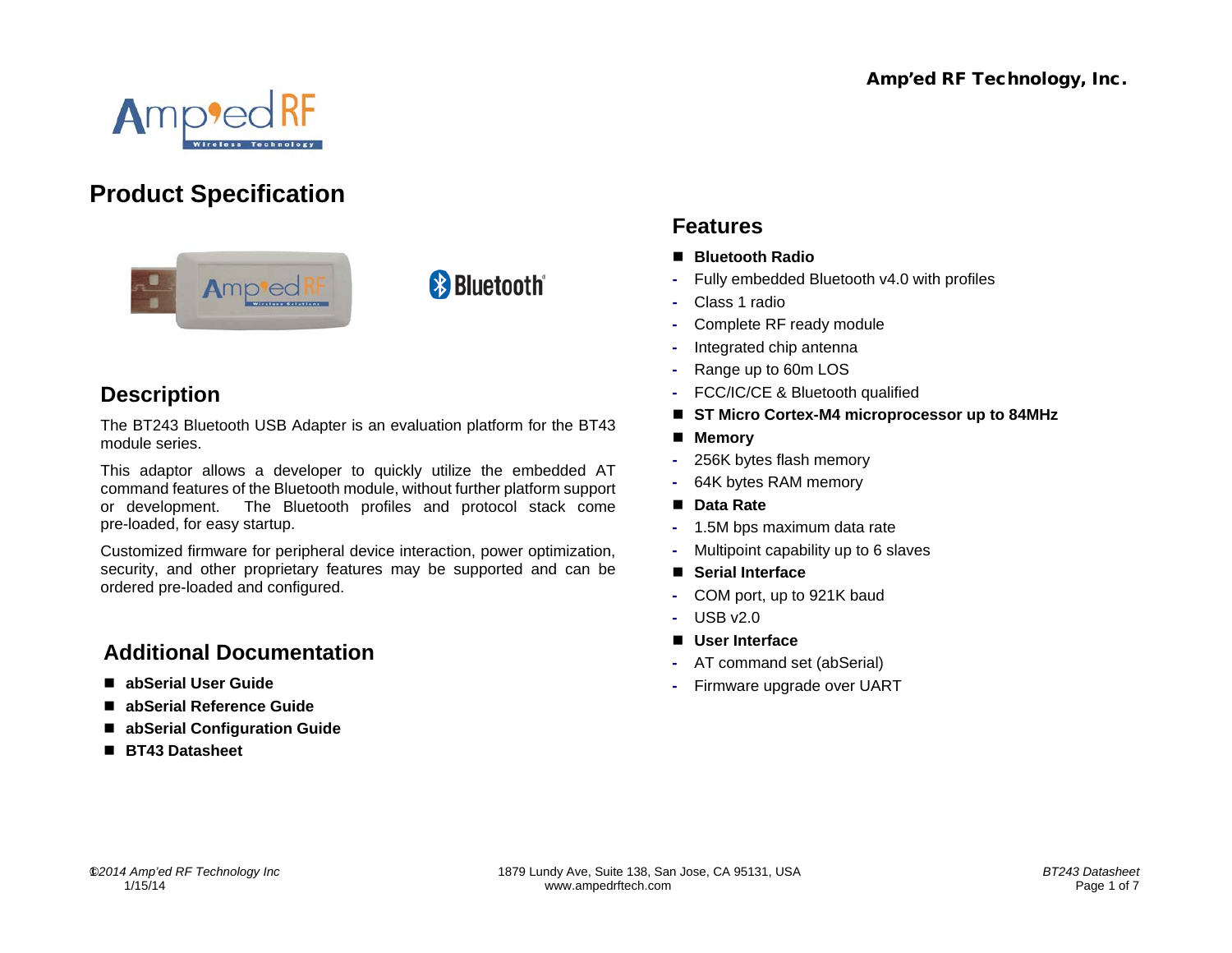# Product Specification

## Description

The BT243 Bluetooth USB Adapter is an evaluation platform for the BT43 module series.

This adaptor allows a developer to quickly utilize the embedded AT command features of the Bluetooth module, without further platform support or development. The Bluetooth profiles and protocol stack come pre-loaded, for easy startup.

Customized firmware for peripheral device interaction, power optimization, security, and other proprietary features may be supported and can be ordered pre-loaded and configured.

## Additional Documentation

- **abSerial User Guide**
- **abSerial Reference Guide**
- **abSerial Configuration Guide**
- **BT43 Datasheet**

## Features

- **Bluetooth Radio**
  - Fully embedded Bluetooth v4.0 with profiles
  - Class 1 radio
  - Complete RF ready module
  - Integrated chip antenna
  - Range up to 60m LOS
  - FCC/IC/CE & Bluetooth qualified
- **ST Micro Cortex-M4 microprocessor up to 84MHz**
- **Memory**
  - 256K bytes flash memory
  - 64K bytes RAM memory
- **Data Rate**
  - 1.5M bps maximum data rate
  - Multipoint capability up to 6 slaves
- **Serial Interface**
  - COM port, up to 921K baud
  - USB v2.0
- **User Interface**
  - AT command set (abSerial)
  - Firmware upgrade over UART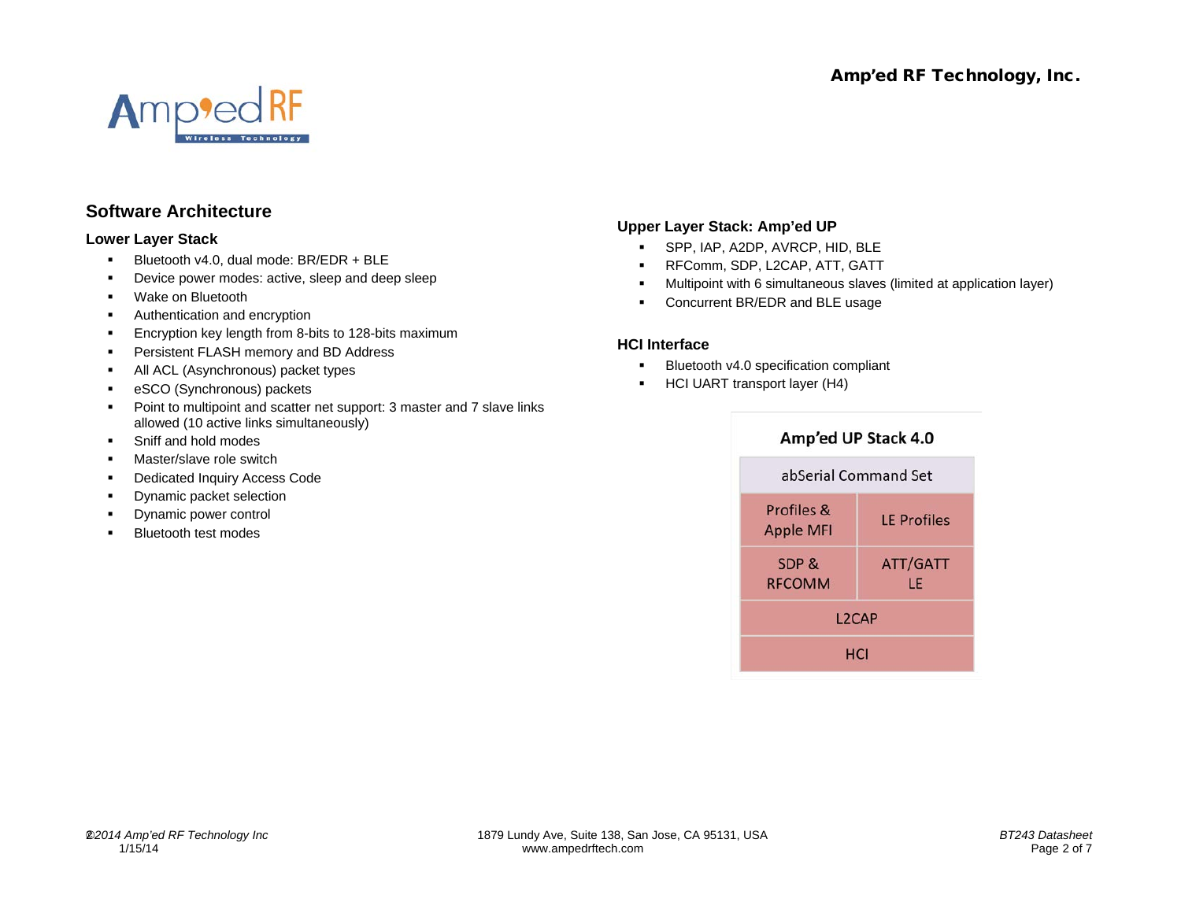## Software Architecture

### Lower Layer Stack

- Bluetooth v4.0, dual mode: BR/EDR + BLE
- Device power modes: active, sleep and deep sleep
- Wake on Bluetooth
- Authentication and encryption
- Encryption key length from 8-bits to 128-bits maximum
- Persistent FLASH memory and BD Address
- All ACL (Asynchronous) packet types
- eSCO (Synchronous) packets
- Point to multipoint and scatter net support: 3 master and 7 slave links allowed (10 active links simultaneously)
- Sniff and hold modes
- Master/slave role switch
- Dedicated Inquiry Access Code
- Dynamic packet selection
- Dynamic power control
- Bluetooth test modes

### Upper Layer Stack: Amp'ed UP

- SPP, IAP, A2DP, AVRCP, HID, BLE
- RFComm, SDP, L2CAP, ATT, GATT
- Multipoint with 6 simultaneous slaves (limited at application layer)
- Concurrent BR/EDR and BLE usage

### HCI Interface

- Bluetooth v4.0 specification compliant
- HCI UART transport layer (H4)

**Amp'ed UP Stack 4.0**

| abSerial Command Set | |
|---|---|
| Profiles & Apple MFI | LE Profiles |
| SDP & RFCOMM | ATT/GATT LE |
| L2CAP | |
| HCI | |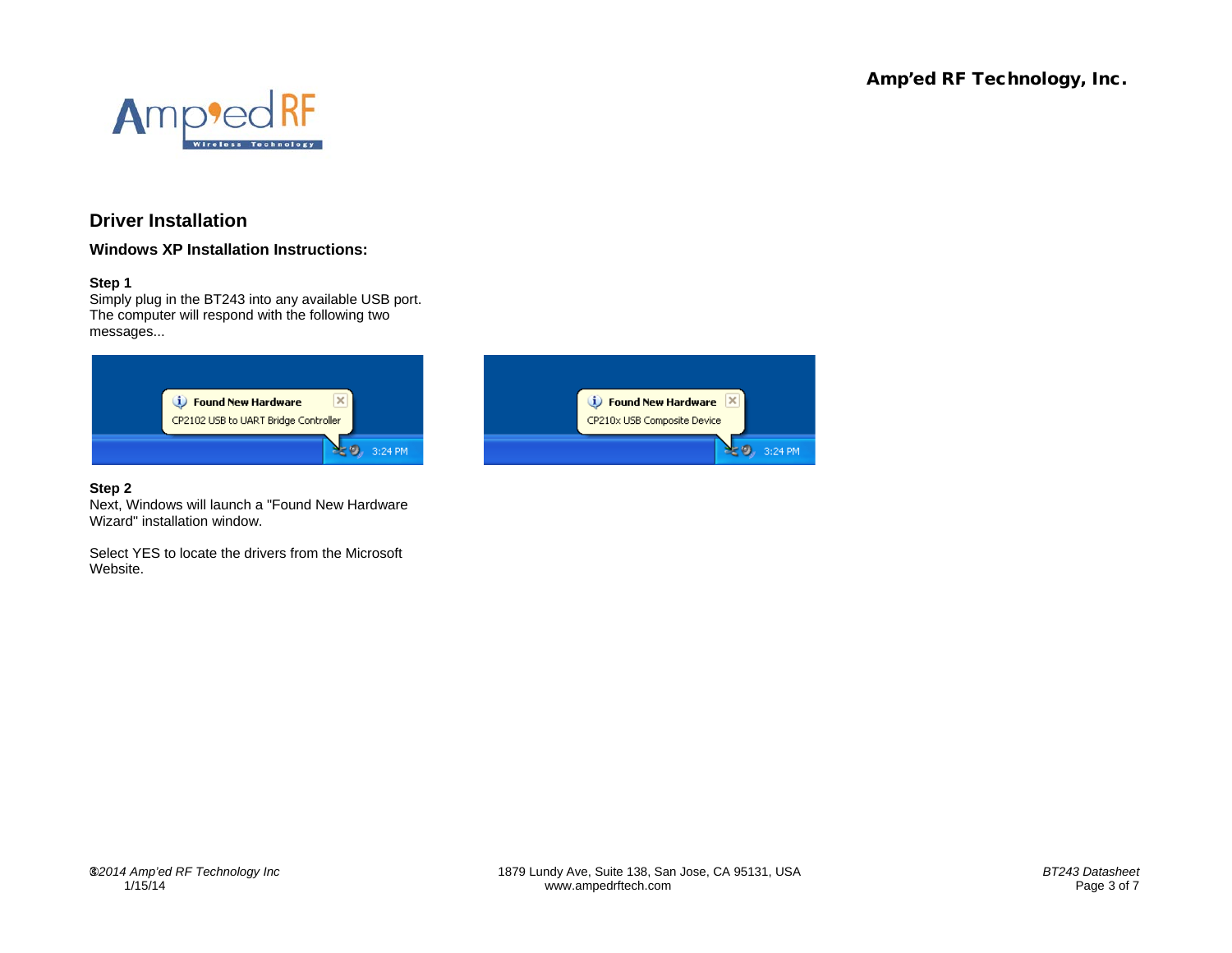## Driver Installation

### Windows XP Installation Instructions:

**Step 1**
Simply plug in the BT243 into any available USB port. The computer will respond with the following two messages...

**Step 2**
Next, Windows will launch a "Found New Hardware Wizard" installation window.

Select YES to locate the drivers from the Microsoft Website.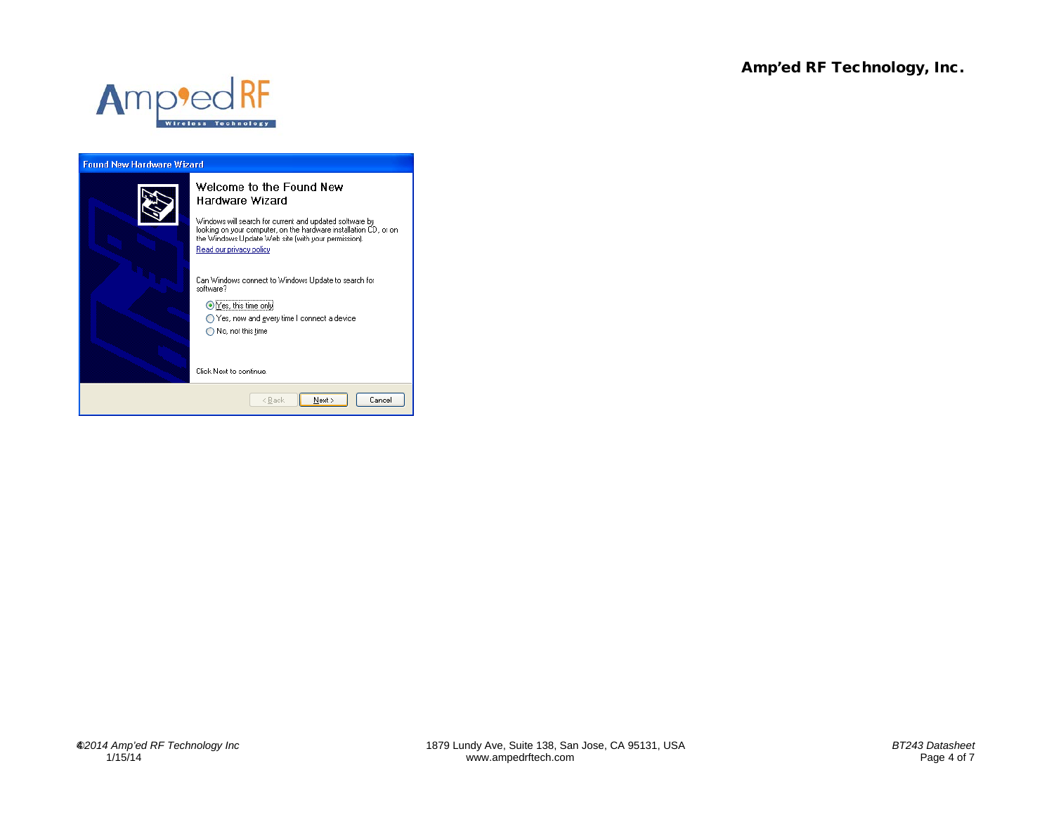**Found New Hardware Wizard**

Welcome to the Found New Hardware Wizard

Windows will search for current and updated software by looking on your computer, on the hardware installation CD, or on the Windows Update Web site (with your permission).

Read our privacy policy

Can Windows connect to Windows Update to search for software?

- ◉ Yes, this time only
- ○ Yes, now and every time I connect a device
- ○ No, not this time

Click Next to continue.

< Back | Next > | Cancel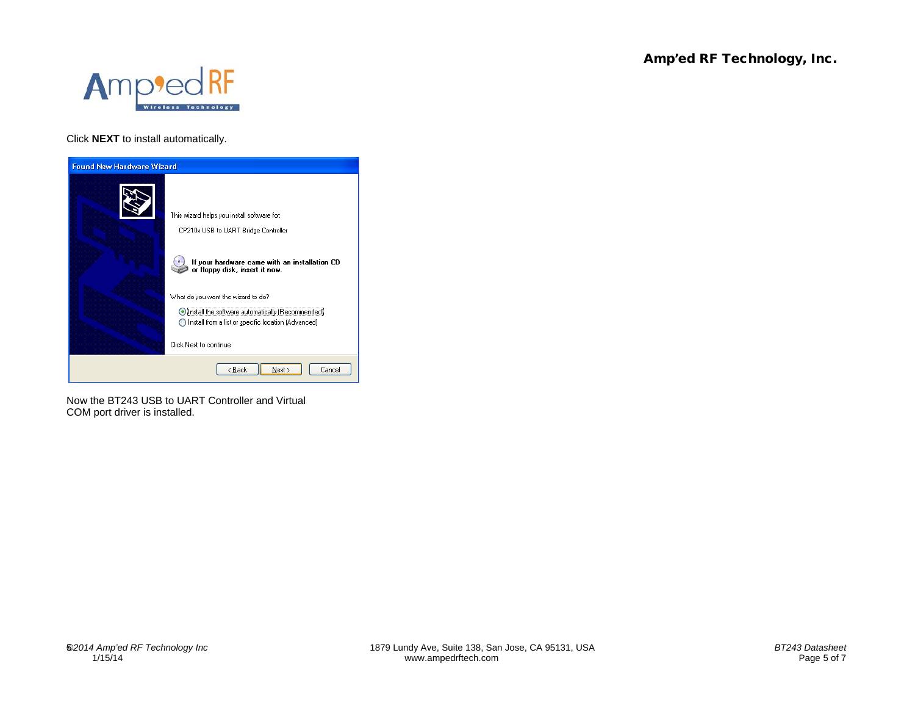Click **NEXT** to install automatically.

Now the BT243 USB to UART Controller and Virtual COM port driver is installed.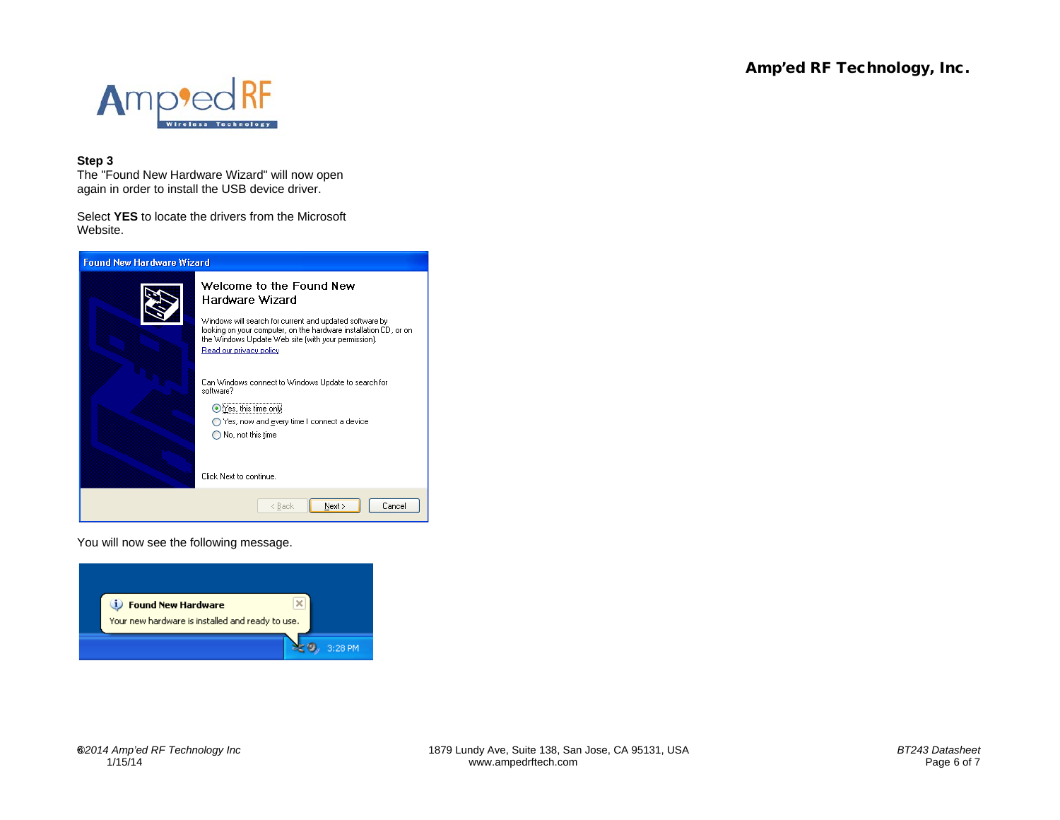**Step 3**

The "Found New Hardware Wizard" will now open again in order to install the USB device driver.

Select **YES** to locate the drivers from the Microsoft Website.

You will now see the following message.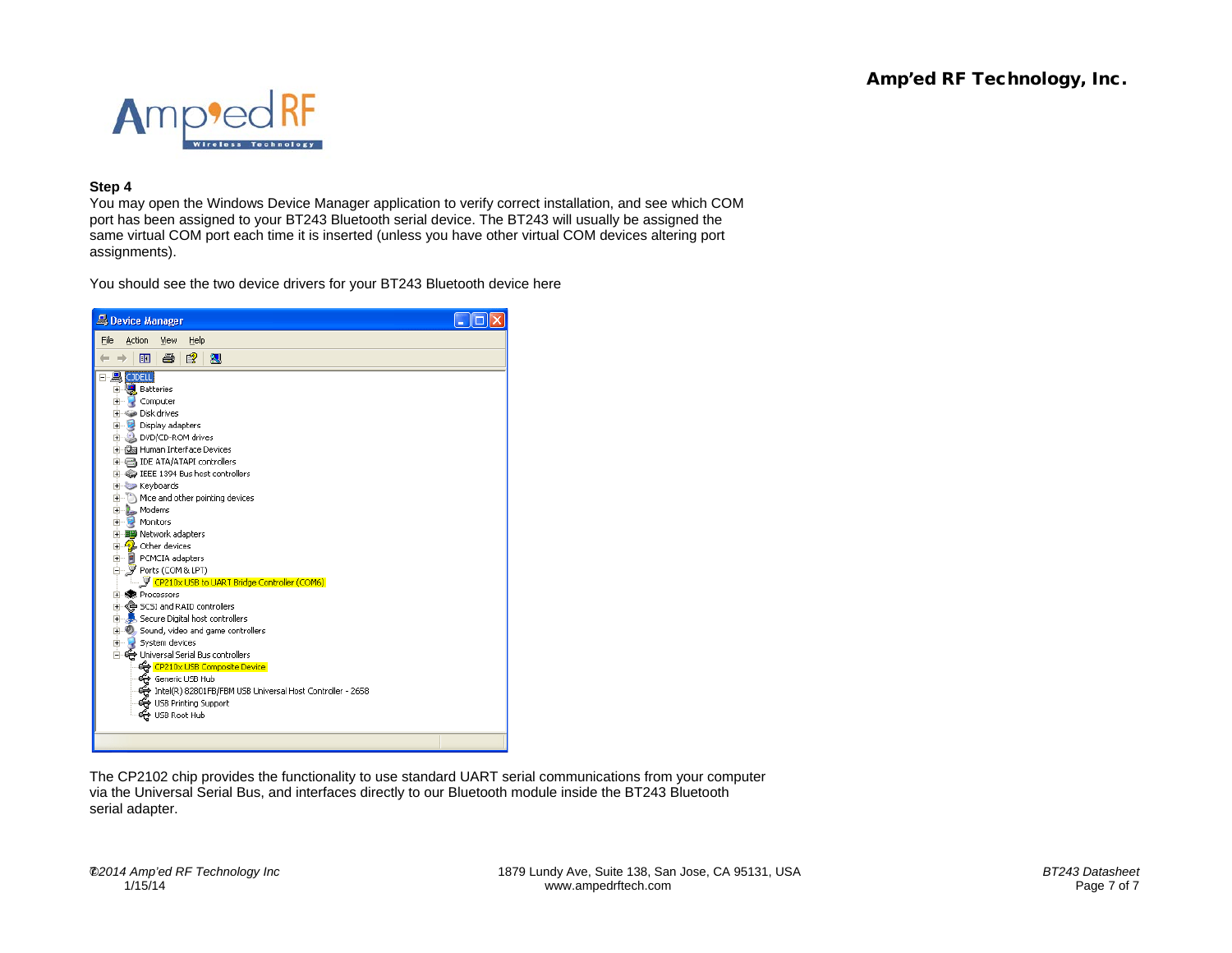**Step 4**

You may open the Windows Device Manager application to verify correct installation, and see which COM port has been assigned to your BT243 Bluetooth serial device. The BT243 will usually be assigned the same virtual COM port each time it is inserted (unless you have other virtual COM devices altering port assignments).

You should see the two device drivers for your BT243 Bluetooth device here

The CP2102 chip provides the functionality to use standard UART serial communications from your computer via the Universal Serial Bus, and interfaces directly to our Bluetooth module inside the BT243 Bluetooth serial adapter.